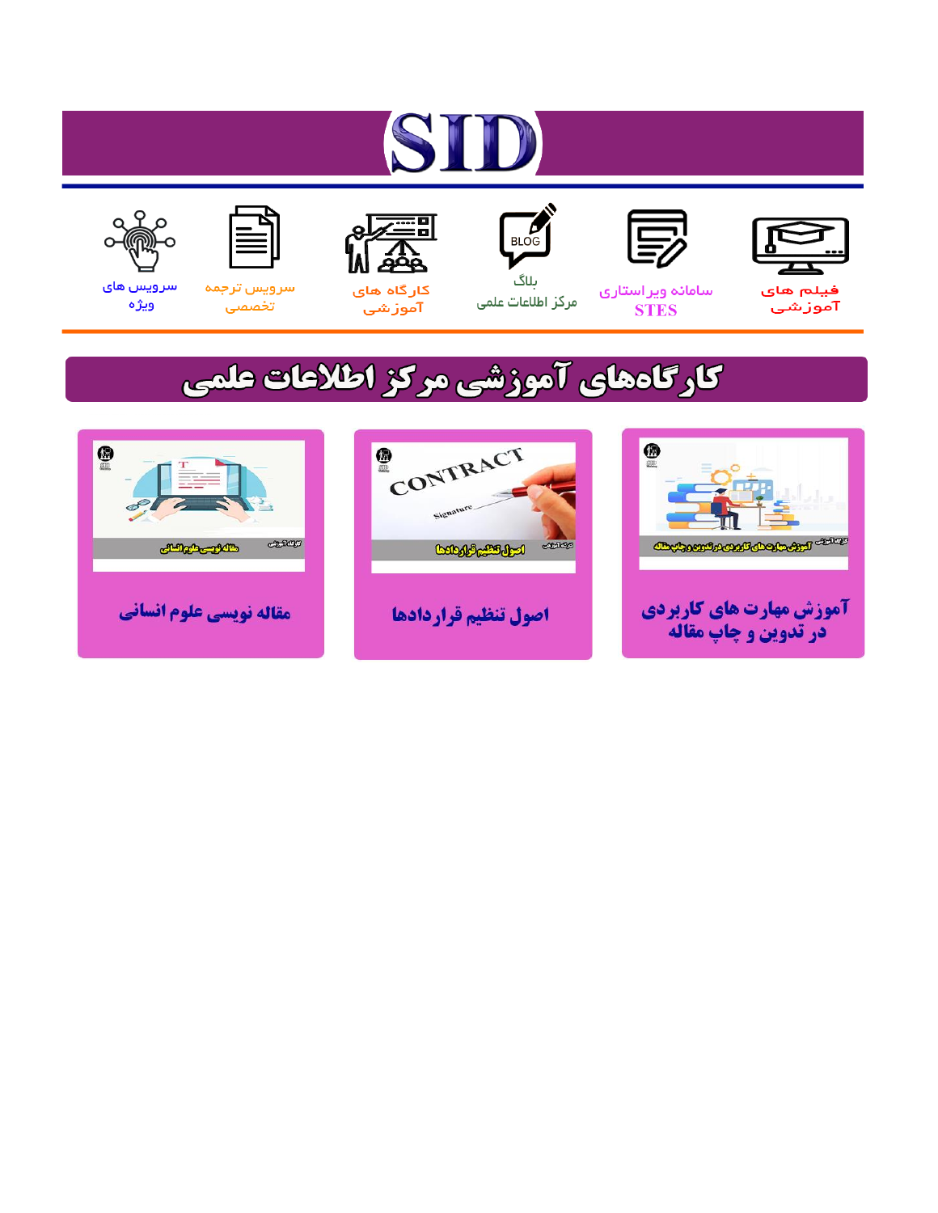# SID

فیلم های آموزشی

سامانه ویراستاری STES

بلاگ مرکز اطلاعات علمی

کارگاه های آموزشی

سرویس ترجمه تخصصی

سرویس های ویژه

## کارگاه‌های آموزشی مرکز اطلاعات علمی

آموزش مهارت های کاربردی در تدوین و چاپ مقاله

اصول تنظیم قراردادها

مقاله نویسی علوم انسانی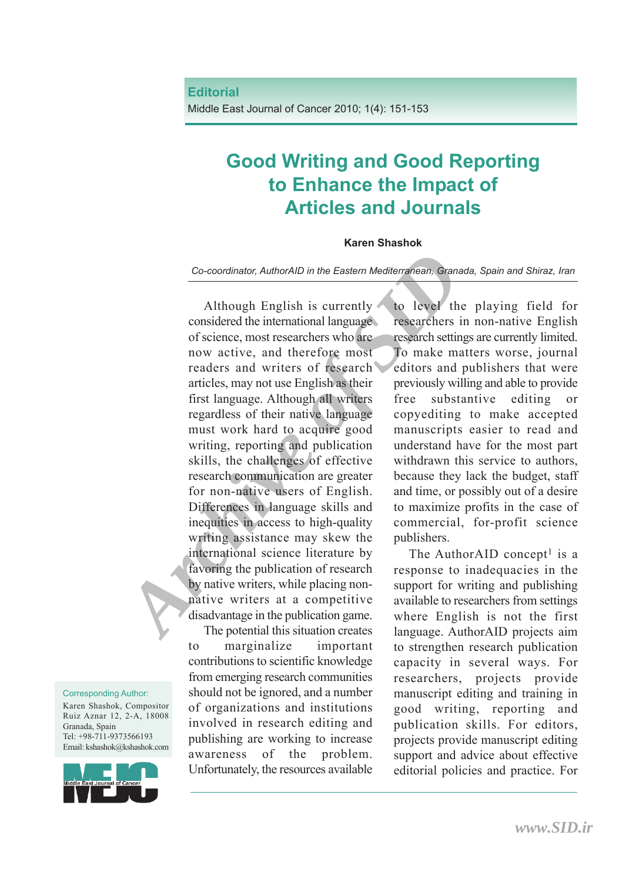**Editorial**

# Good Writing and Good Reporting to Enhance the Impact of Articles and Journals

**Karen Shashok**

*Co-coordinator, AuthorAID in the Eastern Mediterranean, Granada, Spain and Shiraz, Iran*

Although English is currently considered the international language of science, most researchers who are now active, and therefore most readers and writers of research articles, may not use English as their first language. Although all writers regardless of their native language must work hard to acquire good writing, reporting and publication skills, the challenges of effective research communication are greater for non-native users of English. Differences in language skills and inequities in access to high-quality writing assistance may skew the international science literature by favoring the publication of research by native writers, while placing non-native writers at a competitive disadvantage in the publication game.

The potential this situation creates to marginalize important contributions to scientific knowledge from emerging research communities should not be ignored, and a number of organizations and institutions involved in research editing and publishing are working to increase awareness of the problem. Unfortunately, the resources available to level the playing field for researchers in non-native English research settings are currently limited. To make matters worse, journal editors and publishers that were previously willing and able to provide free substantive editing or copyediting to make accepted manuscripts easier to read and understand have for the most part withdrawn this service to authors, because they lack the budget, staff and time, or possibly out of a desire to maximize profits in the case of commercial, for-profit science publishers.

The AuthorAID concept[1] is a response to inadequacies in the support for writing and publishing available to researchers from settings where English is not the first language. AuthorAID projects aim to strengthen research publication capacity in several ways. For researchers, projects provide manuscript editing and training in good writing, reporting and publication skills. For editors, projects provide manuscript editing support and advice about effective editorial policies and practice. For

Corresponding Author:
Karen Shashok, Compositor Ruiz Aznar 12, 2-A, 18008 Granada, Spain
Tel: +98-711-9373566193
Email: kshashok@kshashok.com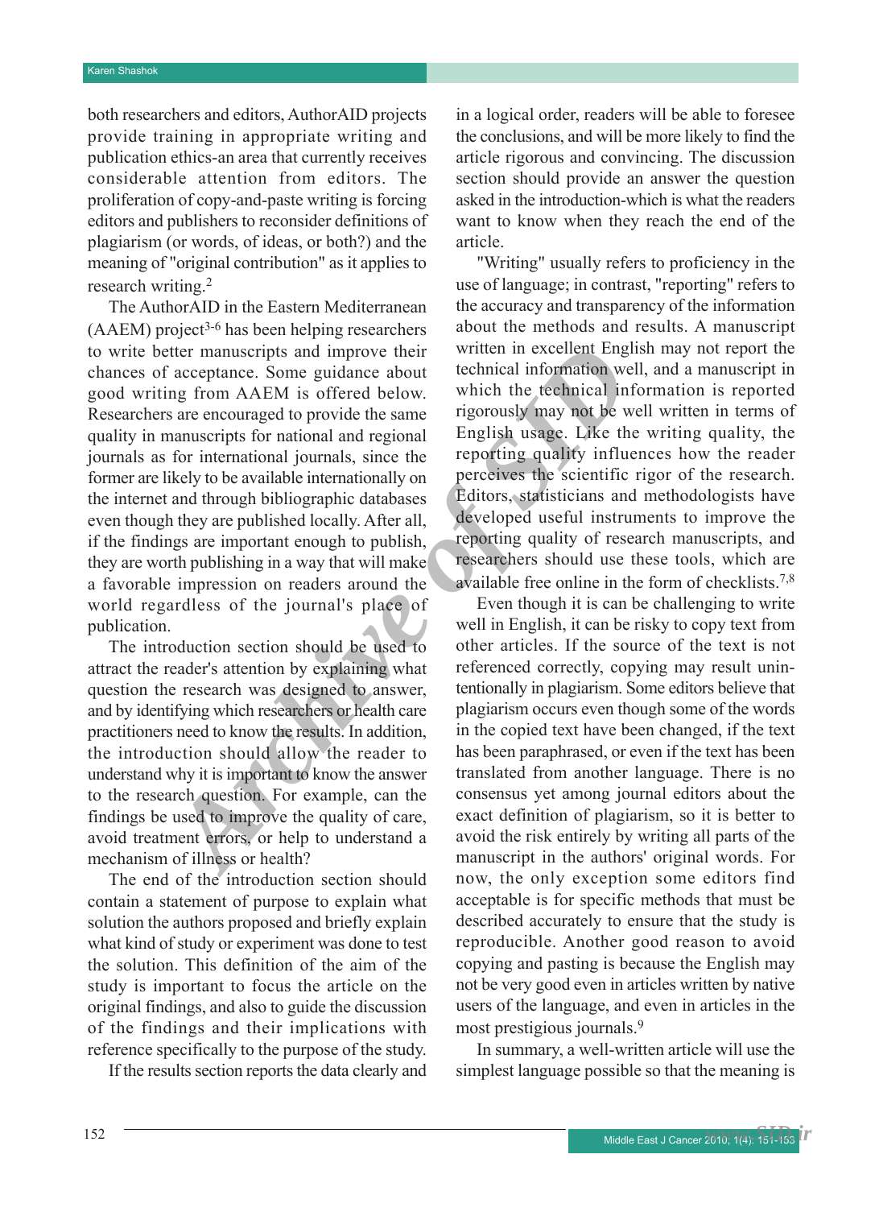both researchers and editors, AuthorAID projects provide training in appropriate writing and publication ethics-an area that currently receives considerable attention from editors. The proliferation of copy-and-paste writing is forcing editors and publishers to reconsider definitions of plagiarism (or words, of ideas, or both?) and the meaning of "original contribution" as it applies to research writing.[2]

The AuthorAID in the Eastern Mediterranean (AAEM) project[3-6] has been helping researchers to write better manuscripts and improve their chances of acceptance. Some guidance about good writing from AAEM is offered below. Researchers are encouraged to provide the same quality in manuscripts for national and regional journals as for international journals, since the former are likely to be available internationally on the internet and through bibliographic databases even though they are published locally. After all, if the findings are important enough to publish, they are worth publishing in a way that will make a favorable impression on readers around the world regardless of the journal's place of publication.

The introduction section should be used to attract the reader's attention by explaining what question the research was designed to answer, and by identifying which researchers or health care practitioners need to know the results. In addition, the introduction should allow the reader to understand why it is important to know the answer to the research question. For example, can the findings be used to improve the quality of care, avoid treatment errors, or help to understand a mechanism of illness or health?

The end of the introduction section should contain a statement of purpose to explain what solution the authors proposed and briefly explain what kind of study or experiment was done to test the solution. This definition of the aim of the study is important to focus the article on the original findings, and also to guide the discussion of the findings and their implications with reference specifically to the purpose of the study.

If the results section reports the data clearly and in a logical order, readers will be able to foresee the conclusions, and will be more likely to find the article rigorous and convincing. The discussion section should provide an answer the question asked in the introduction-which is what the readers want to know when they reach the end of the article.

"Writing" usually refers to proficiency in the use of language; in contrast, "reporting" refers to the accuracy and transparency of the information about the methods and results. A manuscript written in excellent English may not report the technical information well, and a manuscript in which the technical information is reported rigorously may not be well written in terms of English usage. Like the writing quality, the reporting quality influences how the reader perceives the scientific rigor of the research. Editors, statisticians and methodologists have developed useful instruments to improve the reporting quality of research manuscripts, and researchers should use these tools, which are available free online in the form of checklists.[7,8]

Even though it is can be challenging to write well in English, it can be risky to copy text from other articles. If the source of the text is not referenced correctly, copying may result unintentionally in plagiarism. Some editors believe that plagiarism occurs even though some of the words in the copied text have been changed, if the text has been paraphrased, or even if the text has been translated from another language. There is no consensus yet among journal editors about the exact definition of plagiarism, so it is better to avoid the risk entirely by writing all parts of the manuscript in the authors' original words. For now, the only exception some editors find acceptable is for specific methods that must be described accurately to ensure that the study is reproducible. Another good reason to avoid copying and pasting is because the English may not be very good even in articles written by native users of the language, and even in articles in the most prestigious journals.[9]

In summary, a well-written article will use the simplest language possible so that the meaning is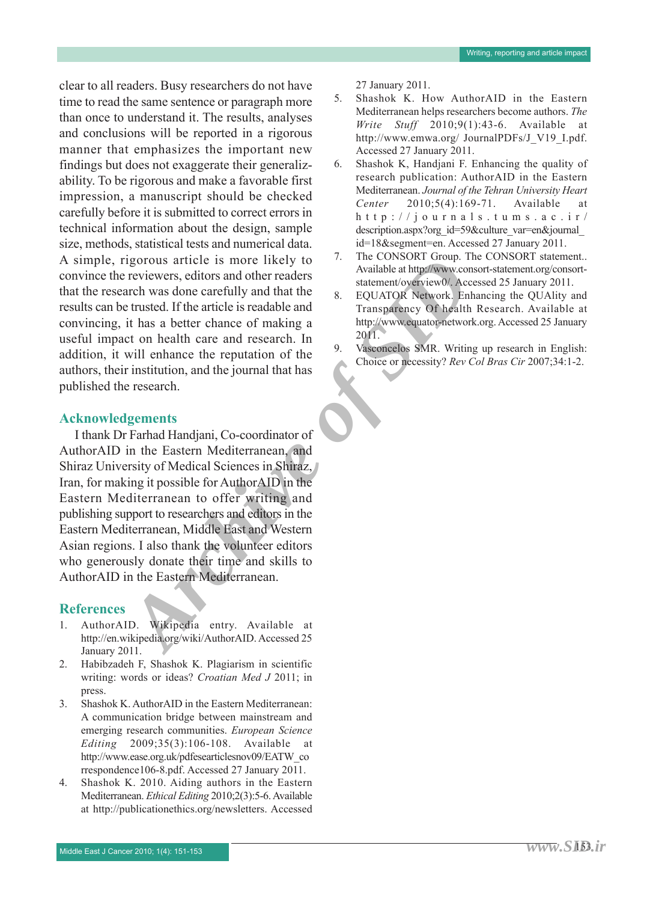clear to all readers. Busy researchers do not have time to read the same sentence or paragraph more than once to understand it. The results, analyses and conclusions will be reported in a rigorous manner that emphasizes the important new findings but does not exaggerate their generalizability. To be rigorous and make a favorable first impression, a manuscript should be checked carefully before it is submitted to correct errors in technical information about the design, sample size, methods, statistical tests and numerical data. A simple, rigorous article is more likely to convince the reviewers, editors and other readers that the research was done carefully and that the results can be trusted. If the article is readable and convincing, it has a better chance of making a useful impact on health care and research. In addition, it will enhance the reputation of the authors, their institution, and the journal that has published the research.

## Acknowledgements

I thank Dr Farhad Handjani, Co-coordinator of AuthorAID in the Eastern Mediterranean, and Shiraz University of Medical Sciences in Shiraz, Iran, for making it possible for AuthorAID in the Eastern Mediterranean to offer writing and publishing support to researchers and editors in the Eastern Mediterranean, Middle East and Western Asian regions. I also thank the volunteer editors who generously donate their time and skills to AuthorAID in the Eastern Mediterranean.

## References

1. AuthorAID. Wikipedia entry. Available at http://en.wikipedia.org/wiki/AuthorAID. Accessed 25 January 2011.
2. Habibzadeh F, Shashok K. Plagiarism in scientific writing: words or ideas? *Croatian Med J* 2011; in press.
3. Shashok K. AuthorAID in the Eastern Mediterranean: A communication bridge between mainstream and emerging research communities. *European Science Editing* 2009;35(3):106-108. Available at http://www.ease.org.uk/pdfesearticlesnov09/EATW_correspondence106-8.pdf. Accessed 27 January 2011.
4. Shashok K. 2010. Aiding authors in the Eastern Mediterranean. *Ethical Editing* 2010;2(3):5-6. Available at http://publicationethics.org/newsletters. Accessed 27 January 2011.
5. Shashok K. How AuthorAID in the Eastern Mediterranean helps researchers become authors. *The Write Stuff* 2010;9(1):43-6. Available at http://www.emwa.org/ JournalPDFs/J_V19_I.pdf. Accessed 27 January 2011.
6. Shashok K, Handjani F. Enhancing the quality of research publication: AuthorAID in the Eastern Mediterranean. *Journal of the Tehran University Heart Center* 2010;5(4):169-71. Available at http://journals.tums.ac.ir/description.aspx?org_id=59&culture_var=en&journal_id=18&segment=en. Accessed 27 January 2011.
7. The CONSORT Group. The CONSORT statement.. Available at http://www.consort-statement.org/consort-statement/overview0/. Accessed 25 January 2011.
8. EQUATOR Network. Enhancing the QUAlity and Transparency Of health Research. Available at http://www.equator-network.org. Accessed 25 January 2011.
9. Vasconcelos SMR. Writing up research in English: Choice or necessity? *Rev Col Bras Cir* 2007;34:1-2.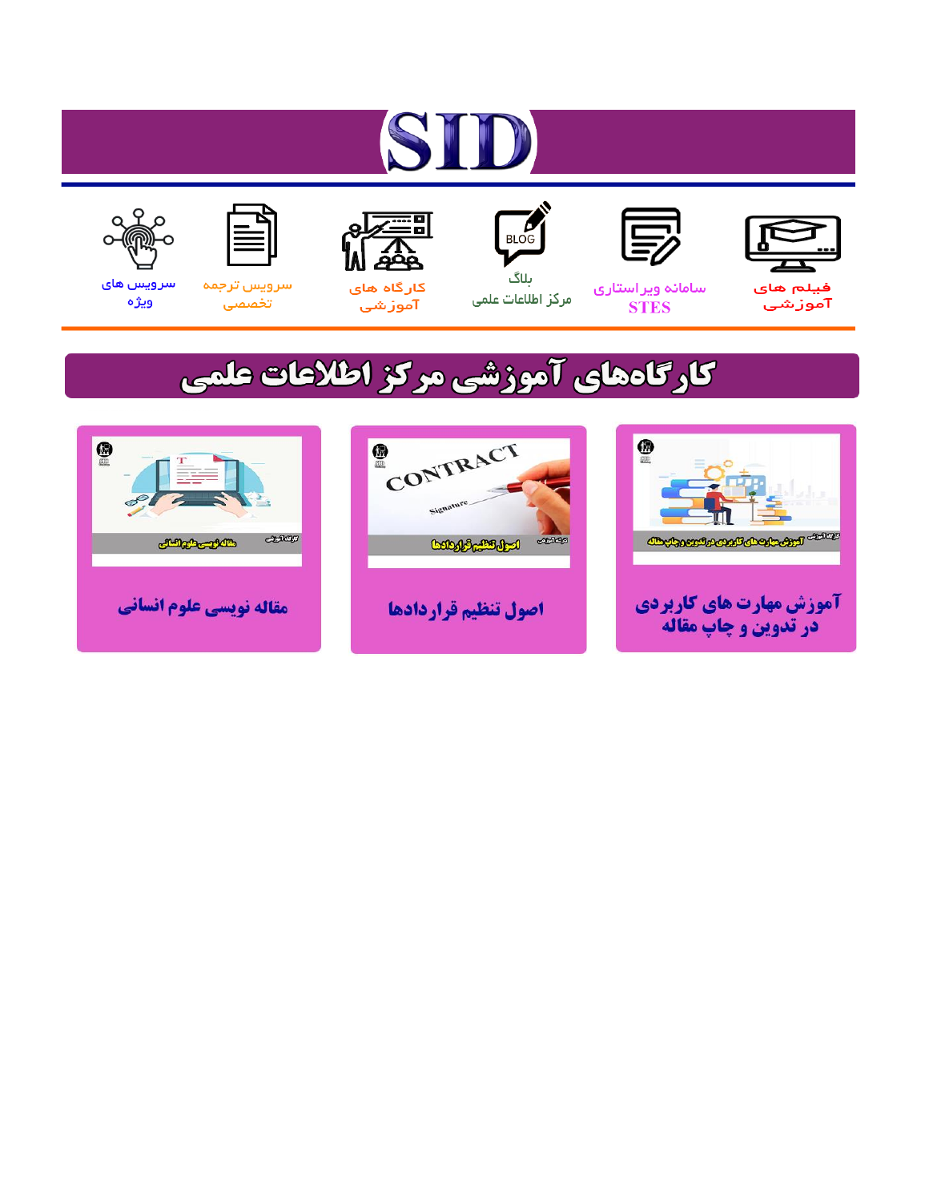# SID

فیلم های آموزشی

سامانه ویراستاری STES

بلاگ مرکز اطلاعات علمی

کارگاه های آموزشی

سرویس ترجمه تخصصی

سرویس های ویژه

## کارگاه‌های آموزشی مرکز اطلاعات علمی

آموزش مهارت های کاربردی در تدوین و چاپ مقاله

اصول تنظیم قراردادها

مقاله نویسی علوم انسانی